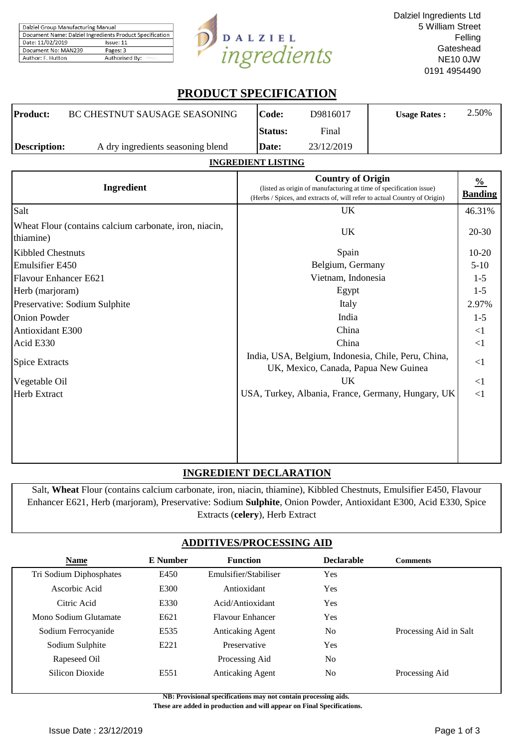| Dalziel Group Manufacturing Manual | |
|---|---|
| Document Name: Dalziel Ingredients Product Specification | |
| Date: 11/02/2019 | Issue: 11 |
| Document No: MAN239 | Pages: 3 |
| Author: F. Hutton | Authorised By: |

DALZIEL ingredients

Dalziel Ingredients Ltd
5 William Street
Felling
Gateshead
NE10 0JW
0191 4954490

# PRODUCT SPECIFICATION

| **Product:** | BC CHESTNUT SAUSAGE SEASONING | **Code:** | D9816017 | **Usage Rates :** | 2.50% |
|---|---|---|---|---|---|
| | | **Status:** | Final | | |
| **Description:** | A dry ingredients seasoning blend | **Date:** | 23/12/2019 | | |

## INGREDIENT LISTING

| Ingredient | Country of Origin (listed as origin of manufacturing at time of specification issue) (Herbs / Spices, and extracts of, will refer to actual Country of Origin) | % Banding |
|---|---|---|
| Salt | UK | 46.31% |
| Wheat Flour (contains calcium carbonate, iron, niacin, thiamine) | UK | 20-30 |
| Kibbled Chestnuts | Spain | 10-20 |
| Emulsifier E450 | Belgium, Germany | 5-10 |
| Flavour Enhancer E621 | Vietnam, Indonesia | 1-5 |
| Herb (marjoram) | Egypt | 1-5 |
| Preservative: Sodium Sulphite | Italy | 2.97% |
| Onion Powder | India | 1-5 |
| Antioxidant E300 | China | <1 |
| Acid E330 | China | <1 |
| Spice Extracts | India, USA, Belgium, Indonesia, Chile, Peru, China, UK, Mexico, Canada, Papua New Guinea | <1 |
| Vegetable Oil | UK | <1 |
| Herb Extract | USA, Turkey, Albania, France, Germany, Hungary, UK | <1 |

## INGREDIENT DECLARATION

Salt, **Wheat** Flour (contains calcium carbonate, iron, niacin, thiamine), Kibbled Chestnuts, Emulsifier E450, Flavour Enhancer E621, Herb (marjoram), Preservative: Sodium **Sulphite**, Onion Powder, Antioxidant E300, Acid E330, Spice Extracts (**celery**), Herb Extract

## ADDITIVES/PROCESSING AID

| Name | E Number | Function | Declarable | Comments |
|---|---|---|---|---|
| Tri Sodium Diphosphates | E450 | Emulsifier/Stabiliser | Yes | |
| Ascorbic Acid | E300 | Antioxidant | Yes | |
| Citric Acid | E330 | Acid/Antioxidant | Yes | |
| Mono Sodium Glutamate | E621 | Flavour Enhancer | Yes | |
| Sodium Ferrocyanide | E535 | Anticaking Agent | No | Processing Aid in Salt |
| Sodium Sulphite | E221 | Preservative | Yes | |
| Rapeseed Oil | | Processing Aid | No | |
| Silicon Dioxide | E551 | Anticaking Agent | No | Processing Aid |

**NB: Provisional specifications may not contain processing aids.**
**These are added in production and will appear on Final Specifications.**

Issue Date : 23/12/2019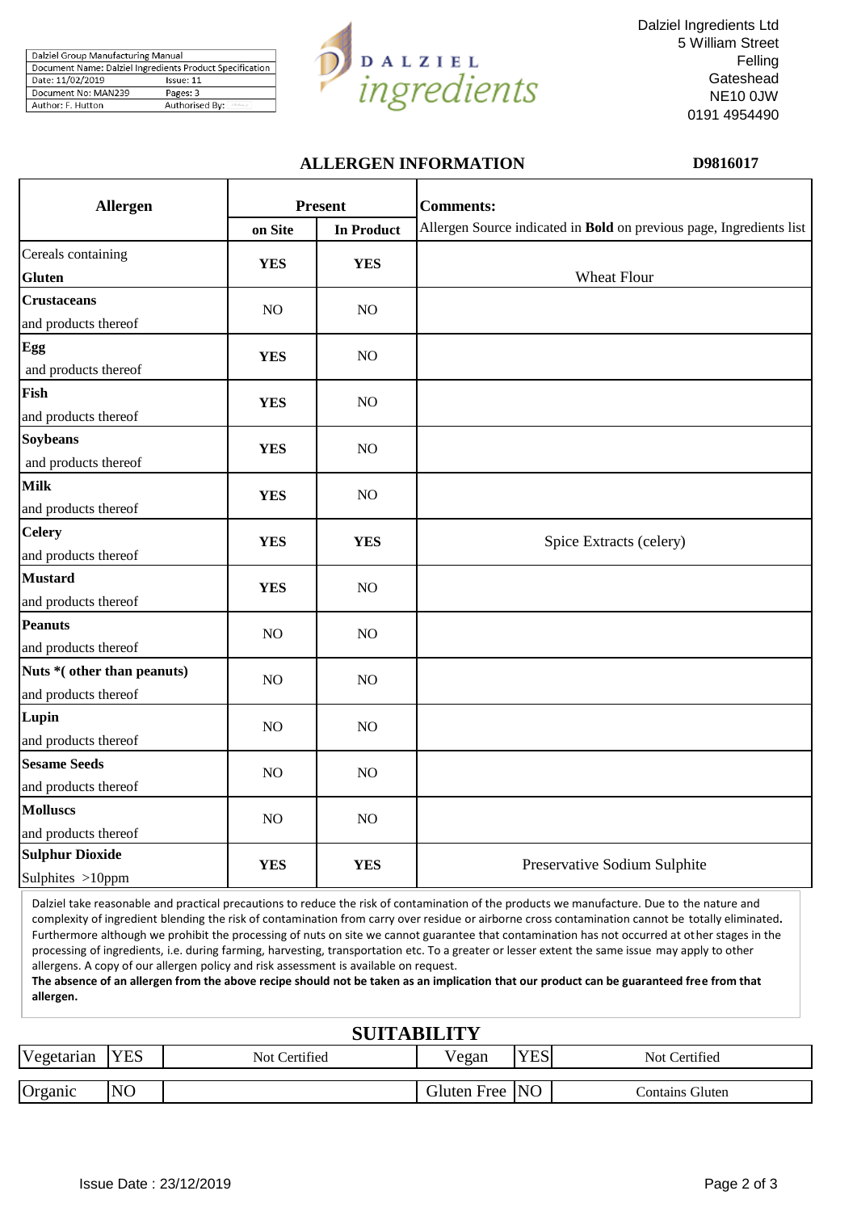| Dalziel Group Manufacturing Manual | |
|---|---|
| Document Name: Dalziel Ingredients Product Specification | |
| Date: 11/02/2019 | Issue: 11 |
| Document No: MAN239 | Pages: 3 |
| Author: F. Hutton | Authorised By: |

DALZIEL ingredients

Dalziel Ingredients Ltd
5 William Street
Felling
Gateshead
NE10 0JW
0191 4954490

## ALLERGEN INFORMATION

**D9816017**

| **Allergen** | **Present** | | **Comments:** |
|---|---|---|---|
| | **on Site** | **In Product** | Allergen Source indicated in **Bold** on previous page, Ingredients list |
| Cereals containing **Gluten** | **YES** | **YES** | Wheat Flour |
| **Crustaceans** and products thereof | NO | NO | |
| **Egg** and products thereof | **YES** | NO | |
| **Fish** and products thereof | **YES** | NO | |
| **Soybeans** and products thereof | **YES** | NO | |
| **Milk** and products thereof | **YES** | NO | |
| **Celery** and products thereof | **YES** | **YES** | Spice Extracts (celery) |
| **Mustard** and products thereof | **YES** | NO | |
| **Peanuts** and products thereof | NO | NO | |
| **Nuts *( other than peanuts)** and products thereof | NO | NO | |
| **Lupin** and products thereof | NO | NO | |
| **Sesame Seeds** and products thereof | NO | NO | |
| **Molluscs** and products thereof | NO | NO | |
| **Sulphur Dioxide** Sulphites >10ppm | **YES** | **YES** | Preservative Sodium Sulphite |

Dalziel take reasonable and practical precautions to reduce the risk of contamination of the products we manufacture. Due to the nature and complexity of ingredient blending the risk of contamination from carry over residue or airborne cross contamination cannot be totally eliminated**.** Furthermore although we prohibit the processing of nuts on site we cannot guarantee that contamination has not occurred at other stages in the processing of ingredients, i.e. during farming, harvesting, transportation etc. To a greater or lesser extent the same issue may apply to other allergens. A copy of our allergen policy and risk assessment is available on request.
**The absence of an allergen from the above recipe should not be taken as an implication that our product can be guaranteed free from that allergen.**

## SUITABILITY

| Vegetarian | YES | Not Certified | Vegan | YES | Not Certified |
|---|---|---|---|---|---|
| Organic | NO | | Gluten Free | NO | Contains Gluten |

Issue Date : 23/12/2019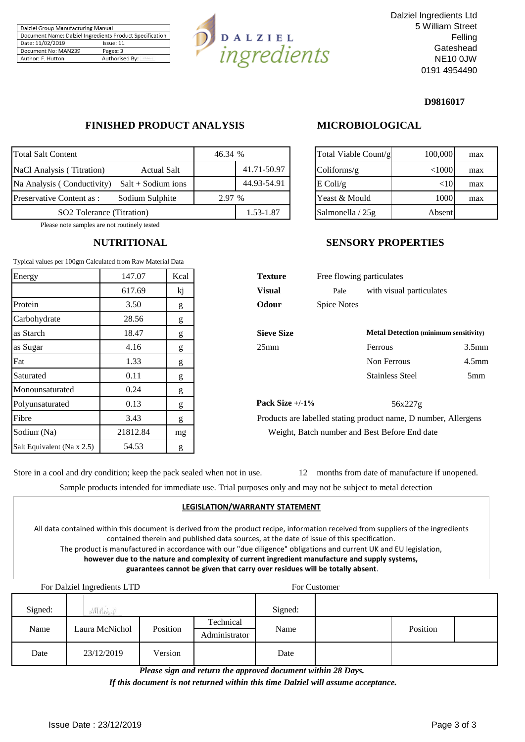| | |
|---|---|
| Dalziel Group Manufacturing Manual | |
| Document Name: Dalziel Ingredients Product Specification | |
| Date: 11/02/2019 | Issue: 11 |
| Document No: MAN239 | Pages: 3 |
| Author: F. Hutton | Authorised By: |

Dalziel Ingredients Ltd
5 William Street
Felling
Gateshead
NE10 0JW
0191 4954490

**D9816017**

## FINISHED PRODUCT ANALYSIS

| | | | |
|---|---|---|---|
| Total Salt Content | | 46.34 % | |
| NaCl Analysis ( Titration) | Actual Salt | | 41.71-50.97 |
| Na Analysis ( Conductivity) | Salt + Sodium ions | | 44.93-54.91 |
| Preservative Content as : | Sodium Sulphite | 2.97 % | |
| $SO_2$ Tolerance (Titration) | | | 1.53-1.87 |

Please note samples are not routinely tested

## MICROBIOLOGICAL

| | | |
|---|---|---|
| Total Viable Count/g | 100,000 | max |
| Coliforms/g | <1000 | max |
| E Coli/g | <10 | max |
| Yeast & Mould | 1000 | max |
| Salmonella / 25g | Absent | |

## NUTRITIONAL

Typical values per 100gm Calculated from Raw Material Data

| | | |
|---|---|---|
| Energy | 147.07 | Kcal |
| | 617.69 | kj |
| Protein | 3.50 | g |
| Carbohydrate | 28.56 | g |
| as Starch | 18.47 | g |
| as Sugar | 4.16 | g |
| Fat | 1.33 | g |
| Saturated | 0.11 | g |
| Monounsaturated | 0.24 | g |
| Polyunsaturated | 0.13 | g |
| Fibre | 3.43 | g |
| Sodium (Na) | 21812.84 | mg |
| Salt Equivalent (Na x 2.5) | 54.53 | g |

## SENSORY PROPERTIES

**Texture** Free flowing particulates

**Visual** Pale with visual particulates

**Odour** Spice Notes

**Sieve Size**
25mm

**Metal Detection (minimum sensitivity)**

| | |
|---|---|
| Ferrous | 3.5mm |
| Non Ferrous | 4.5mm |
| Stainless Steel | 5mm |

**Pack Size +/-1%** 56x227g

Products are labelled stating product name, D number, Allergens Weight, Batch number and Best Before End date

Store in a cool and dry condition; keep the pack sealed when not in use. 12 months from date of manufacture if unopened.

Sample products intended for immediate use. Trial purposes only and may not be subject to metal detection

**LEGISLATION/WARRANTY STATEMENT**

All data contained within this document is derived from the product recipe, information received from suppliers of the ingredients contained therein and published data sources, at the date of issue of this specification.
The product is manufactured in accordance with our "due diligence" obligations and current UK and EU legislation,
**however due to the nature and complexity of current ingredient manufacture and supply systems, guarantees cannot be given that carry over residues will be totally absent**.

| For Dalziel Ingredients LTD | | | | For Customer | | | |
|---|---|---|---|---|---|---|---|
| Signed: | | | | Signed: | | | |
| Name | Laura McNichol | Position | Technical Administrator | Name | | Position | |
| Date | 23/12/2019 | Version | | Date | | | |

***Please sign and return the approved document within 28 Days.***
***If this document is not returned within this time Dalziel will assume acceptance.***

Issue Date : 23/12/2019